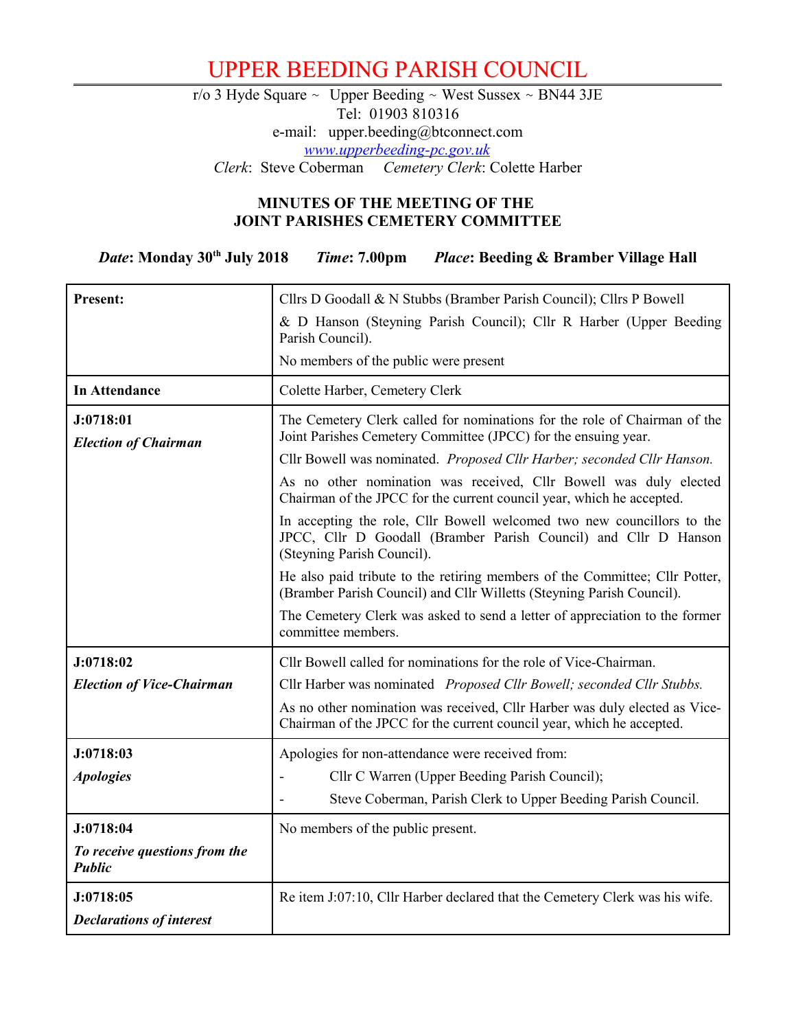# UPPER BEEDING PARISH COUNCIL

r/o 3 Hyde Square ~ Upper Beeding ~ West Sussex ~ BN44 3JE
Tel: 01903 810316
e-mail: upper.beeding@btconnect.com
www.upperbeeding-pc.gov.uk
*Clerk*: Steve Coberman *Cemetery Clerk*: Colette Harber

## MINUTES OF THE MEETING OF THE JOINT PARISHES CEMETERY COMMITTEE

***Date*: Monday 30th July 2018** ***Time*: 7.00pm** ***Place*: Beeding & Bramber Village Hall**

| | |
|---|---|
| **Present:** | Cllrs D Goodall & N Stubbs (Bramber Parish Council); Cllrs P Bowell & D Hanson (Steyning Parish Council); Cllr R Harber (Upper Beeding Parish Council).<br>No members of the public were present |
| **In Attendance** | Colette Harber, Cemetery Clerk |
| **J:0718:01**<br>***Election of Chairman*** | The Cemetery Clerk called for nominations for the role of Chairman of the Joint Parishes Cemetery Committee (JPCC) for the ensuing year.<br>Cllr Bowell was nominated. *Proposed Cllr Harber; seconded Cllr Hanson.*<br>As no other nomination was received, Cllr Bowell was duly elected Chairman of the JPCC for the current council year, which he accepted.<br>In accepting the role, Cllr Bowell welcomed two new councillors to the JPCC, Cllr D Goodall (Bramber Parish Council) and Cllr D Hanson (Steyning Parish Council).<br>He also paid tribute to the retiring members of the Committee; Cllr Potter, (Bramber Parish Council) and Cllr Willetts (Steyning Parish Council).<br>The Cemetery Clerk was asked to send a letter of appreciation to the former committee members. |
| **J:0718:02**<br>***Election of Vice-Chairman*** | Cllr Bowell called for nominations for the role of Vice-Chairman.<br>Cllr Harber was nominated *Proposed Cllr Bowell; seconded Cllr Stubbs.*<br>As no other nomination was received, Cllr Harber was duly elected as Vice-Chairman of the JPCC for the current council year, which he accepted. |
| **J:0718:03**<br>***Apologies*** | Apologies for non-attendance were received from:<br>- Cllr C Warren (Upper Beeding Parish Council);<br>- Steve Coberman, Parish Clerk to Upper Beeding Parish Council. |
| **J:0718:04**<br>***To receive questions from the Public*** | No members of the public present. |
| **J:0718:05**<br>***Declarations of interest*** | Re item J:07:10, Cllr Harber declared that the Cemetery Clerk was his wife. |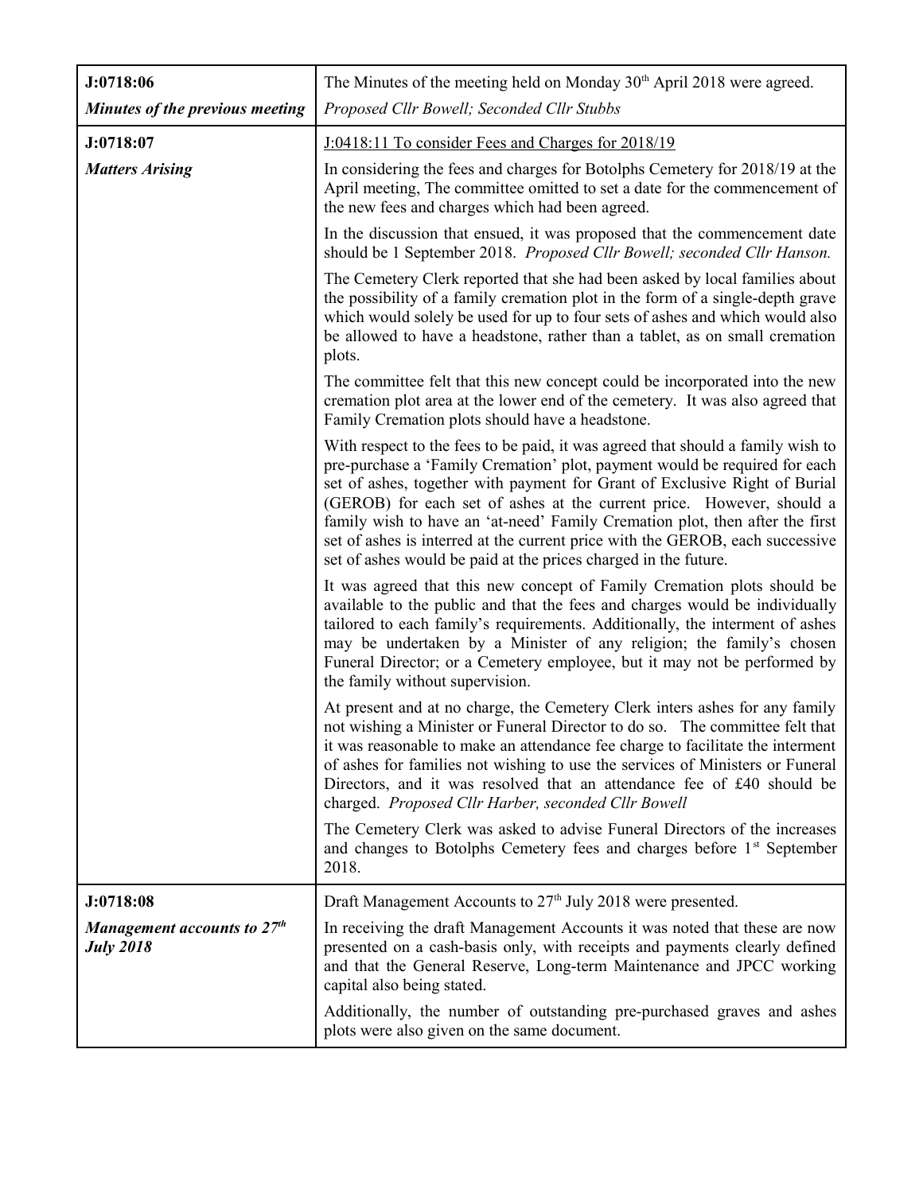| | |
|---|---|
| **J:0718:06**<br>***Minutes of the previous meeting*** | The Minutes of the meeting held on Monday 30th April 2018 were agreed.<br>*Proposed Cllr Bowell; Seconded Cllr Stubbs* |
| **J:0718:07**<br>***Matters Arising*** | J:0418:11 To consider Fees and Charges for 2018/19<br><br>In considering the fees and charges for Botolphs Cemetery for 2018/19 at the April meeting, The committee omitted to set a date for the commencement of the new fees and charges which had been agreed.<br><br>In the discussion that ensued, it was proposed that the commencement date should be 1 September 2018. *Proposed Cllr Bowell; seconded Cllr Hanson.*<br><br>The Cemetery Clerk reported that she had been asked by local families about the possibility of a family cremation plot in the form of a single-depth grave which would solely be used for up to four sets of ashes and which would also be allowed to have a headstone, rather than a tablet, as on small cremation plots.<br><br>The committee felt that this new concept could be incorporated into the new cremation plot area at the lower end of the cemetery. It was also agreed that Family Cremation plots should have a headstone.<br><br>With respect to the fees to be paid, it was agreed that should a family wish to pre-purchase a 'Family Cremation' plot, payment would be required for each set of ashes, together with payment for Grant of Exclusive Right of Burial (GEROB) for each set of ashes at the current price. However, should a family wish to have an 'at-need' Family Cremation plot, then after the first set of ashes is interred at the current price with the GEROB, each successive set of ashes would be paid at the prices charged in the future.<br><br>It was agreed that this new concept of Family Cremation plots should be available to the public and that the fees and charges would be individually tailored to each family's requirements. Additionally, the interment of ashes may be undertaken by a Minister of any religion; the family's chosen Funeral Director; or a Cemetery employee, but it may not be performed by the family without supervision.<br><br>At present and at no charge, the Cemetery Clerk inters ashes for any family not wishing a Minister or Funeral Director to do so. The committee felt that it was reasonable to make an attendance fee charge to facilitate the interment of ashes for families not wishing to use the services of Ministers or Funeral Directors, and it was resolved that an attendance fee of £40 should be charged. *Proposed Cllr Harber, seconded Cllr Bowell*<br><br>The Cemetery Clerk was asked to advise Funeral Directors of the increases and changes to Botolphs Cemetery fees and charges before 1st September 2018. |
| **J:0718:08**<br>***Management accounts to 27th July 2018*** | Draft Management Accounts to 27th July 2018 were presented.<br><br>In receiving the draft Management Accounts it was noted that these are now presented on a cash-basis only, with receipts and payments clearly defined and that the General Reserve, Long-term Maintenance and JPCC working capital also being stated.<br><br>Additionally, the number of outstanding pre-purchased graves and ashes plots were also given on the same document. |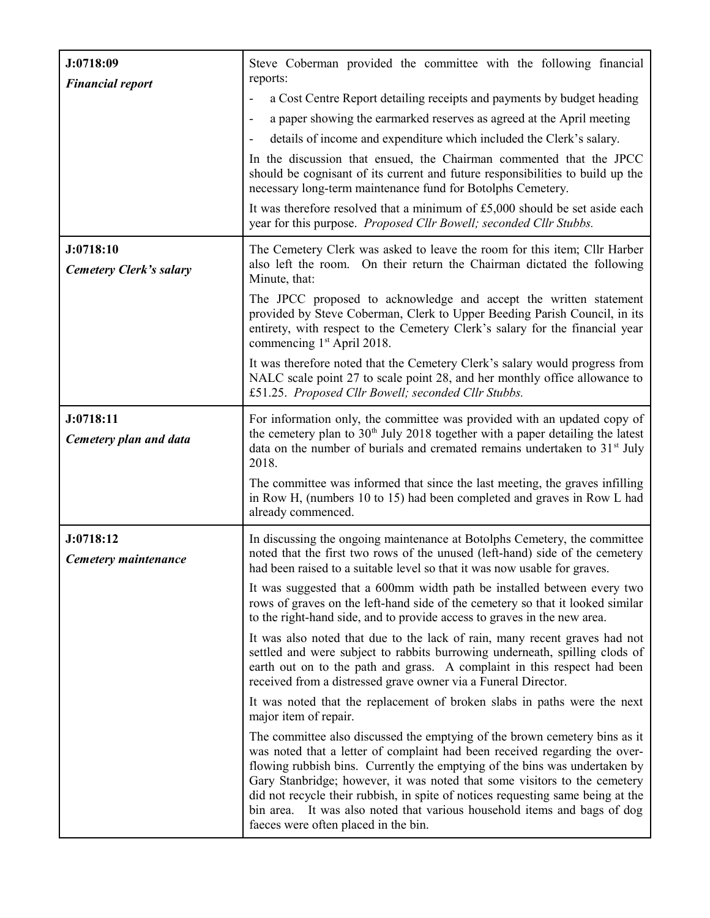| | |
|---|---|
| **J:0718:09**<br>***Financial report*** | Steve Coberman provided the committee with the following financial reports:<br>- a Cost Centre Report detailing receipts and payments by budget heading<br>- a paper showing the earmarked reserves as agreed at the April meeting<br>- details of income and expenditure which included the Clerk's salary.<br><br>In the discussion that ensued, the Chairman commented that the JPCC should be cognisant of its current and future responsibilities to build up the necessary long-term maintenance fund for Botolphs Cemetery.<br><br>It was therefore resolved that a minimum of £5,000 should be set aside each year for this purpose. *Proposed Cllr Bowell; seconded Cllr Stubbs.* |
| **J:0718:10**<br>***Cemetery Clerk's salary*** | The Cemetery Clerk was asked to leave the room for this item; Cllr Harber also left the room. On their return the Chairman dictated the following Minute, that:<br><br>The JPCC proposed to acknowledge and accept the written statement provided by Steve Coberman, Clerk to Upper Beeding Parish Council, in its entirety, with respect to the Cemetery Clerk's salary for the financial year commencing 1st April 2018.<br><br>It was therefore noted that the Cemetery Clerk's salary would progress from NALC scale point 27 to scale point 28, and her monthly office allowance to £51.25. *Proposed Cllr Bowell; seconded Cllr Stubbs.* |
| **J:0718:11**<br>***Cemetery plan and data*** | For information only, the committee was provided with an updated copy of the cemetery plan to 30th July 2018 together with a paper detailing the latest data on the number of burials and cremated remains undertaken to 31st July 2018.<br><br>The committee was informed that since the last meeting, the graves infilling in Row H, (numbers 10 to 15) had been completed and graves in Row L had already commenced. |
| **J:0718:12**<br>***Cemetery maintenance*** | In discussing the ongoing maintenance at Botolphs Cemetery, the committee noted that the first two rows of the unused (left-hand) side of the cemetery had been raised to a suitable level so that it was now usable for graves.<br><br>It was suggested that a 600mm width path be installed between every two rows of graves on the left-hand side of the cemetery so that it looked similar to the right-hand side, and to provide access to graves in the new area.<br><br>It was also noted that due to the lack of rain, many recent graves had not settled and were subject to rabbits burrowing underneath, spilling clods of earth out on to the path and grass. A complaint in this respect had been received from a distressed grave owner via a Funeral Director.<br><br>It was noted that the replacement of broken slabs in paths were the next major item of repair.<br><br>The committee also discussed the emptying of the brown cemetery bins as it was noted that a letter of complaint had been received regarding the over-flowing rubbish bins. Currently the emptying of the bins was undertaken by Gary Stanbridge; however, it was noted that some visitors to the cemetery did not recycle their rubbish, in spite of notices requesting same being at the bin area. It was also noted that various household items and bags of dog faeces were often placed in the bin. |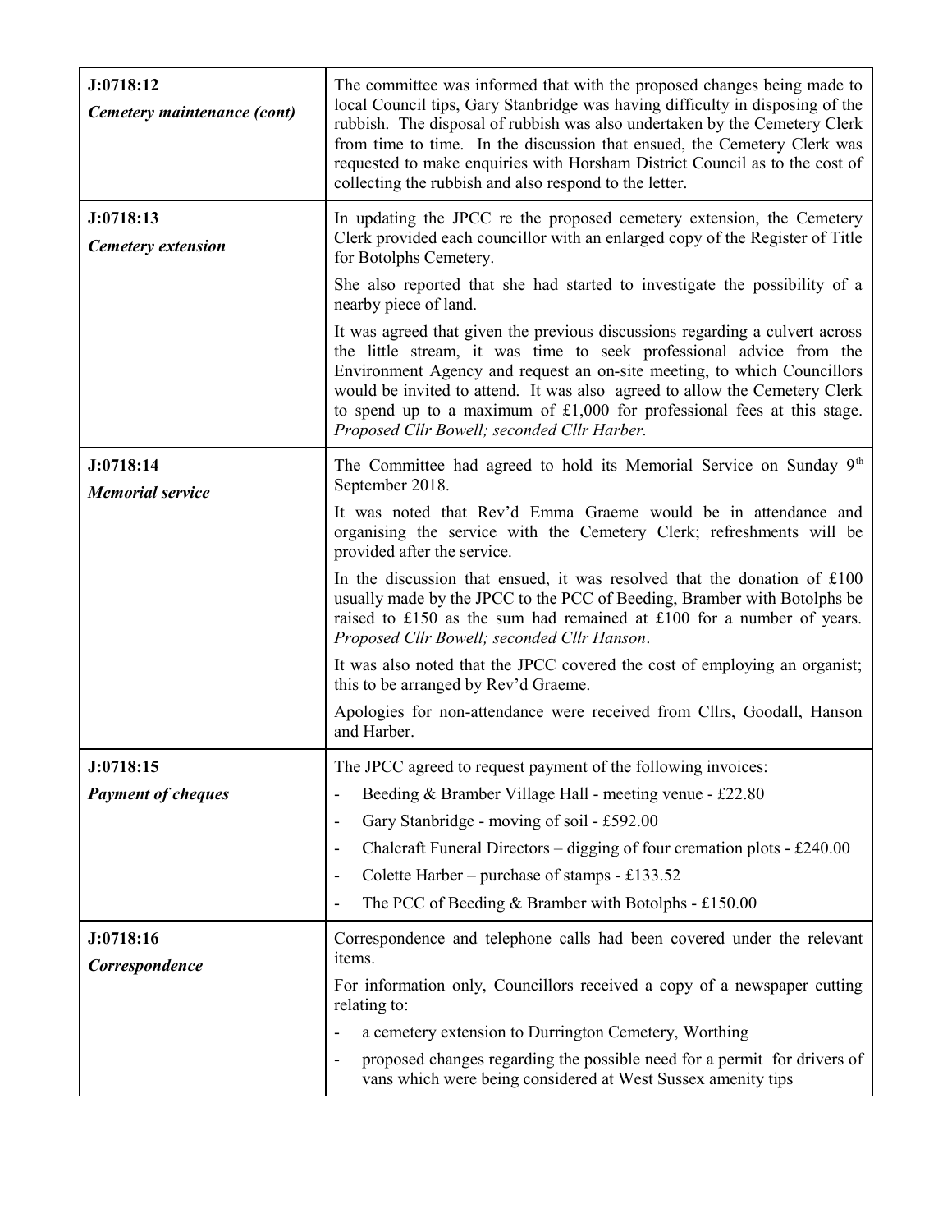| | |
|---|---|
| **J:0718:12**<br>***Cemetery maintenance (cont)*** | The committee was informed that with the proposed changes being made to local Council tips, Gary Stanbridge was having difficulty in disposing of the rubbish. The disposal of rubbish was also undertaken by the Cemetery Clerk from time to time. In the discussion that ensued, the Cemetery Clerk was requested to make enquiries with Horsham District Council as to the cost of collecting the rubbish and also respond to the letter. |
| **J:0718:13**<br>***Cemetery extension*** | In updating the JPCC re the proposed cemetery extension, the Cemetery Clerk provided each councillor with an enlarged copy of the Register of Title for Botolphs Cemetery.<br><br>She also reported that she had started to investigate the possibility of a nearby piece of land.<br><br>It was agreed that given the previous discussions regarding a culvert across the little stream, it was time to seek professional advice from the Environment Agency and request an on-site meeting, to which Councillors would be invited to attend. It was also agreed to allow the Cemetery Clerk to spend up to a maximum of £1,000 for professional fees at this stage. *Proposed Cllr Bowell; seconded Cllr Harber.* |
| **J:0718:14**<br>***Memorial service*** | The Committee had agreed to hold its Memorial Service on Sunday 9th September 2018.<br><br>It was noted that Rev'd Emma Graeme would be in attendance and organising the service with the Cemetery Clerk; refreshments will be provided after the service.<br><br>In the discussion that ensued, it was resolved that the donation of £100 usually made by the JPCC to the PCC of Beeding, Bramber with Botolphs be raised to £150 as the sum had remained at £100 for a number of years. *Proposed Cllr Bowell; seconded Cllr Hanson*.<br><br>It was also noted that the JPCC covered the cost of employing an organist; this to be arranged by Rev'd Graeme.<br><br>Apologies for non-attendance were received from Cllrs, Goodall, Hanson and Harber. |
| **J:0718:15**<br>***Payment of cheques*** | The JPCC agreed to request payment of the following invoices:<br>- Beeding & Bramber Village Hall - meeting venue - £22.80<br>- Gary Stanbridge - moving of soil - £592.00<br>- Chalcraft Funeral Directors – digging of four cremation plots - £240.00<br>- Colette Harber – purchase of stamps - £133.52<br>- The PCC of Beeding & Bramber with Botolphs - £150.00 |
| **J:0718:16**<br>***Correspondence*** | Correspondence and telephone calls had been covered under the relevant items.<br><br>For information only, Councillors received a copy of a newspaper cutting relating to:<br>- a cemetery extension to Durrington Cemetery, Worthing<br>- proposed changes regarding the possible need for a permit for drivers of vans which were being considered at West Sussex amenity tips |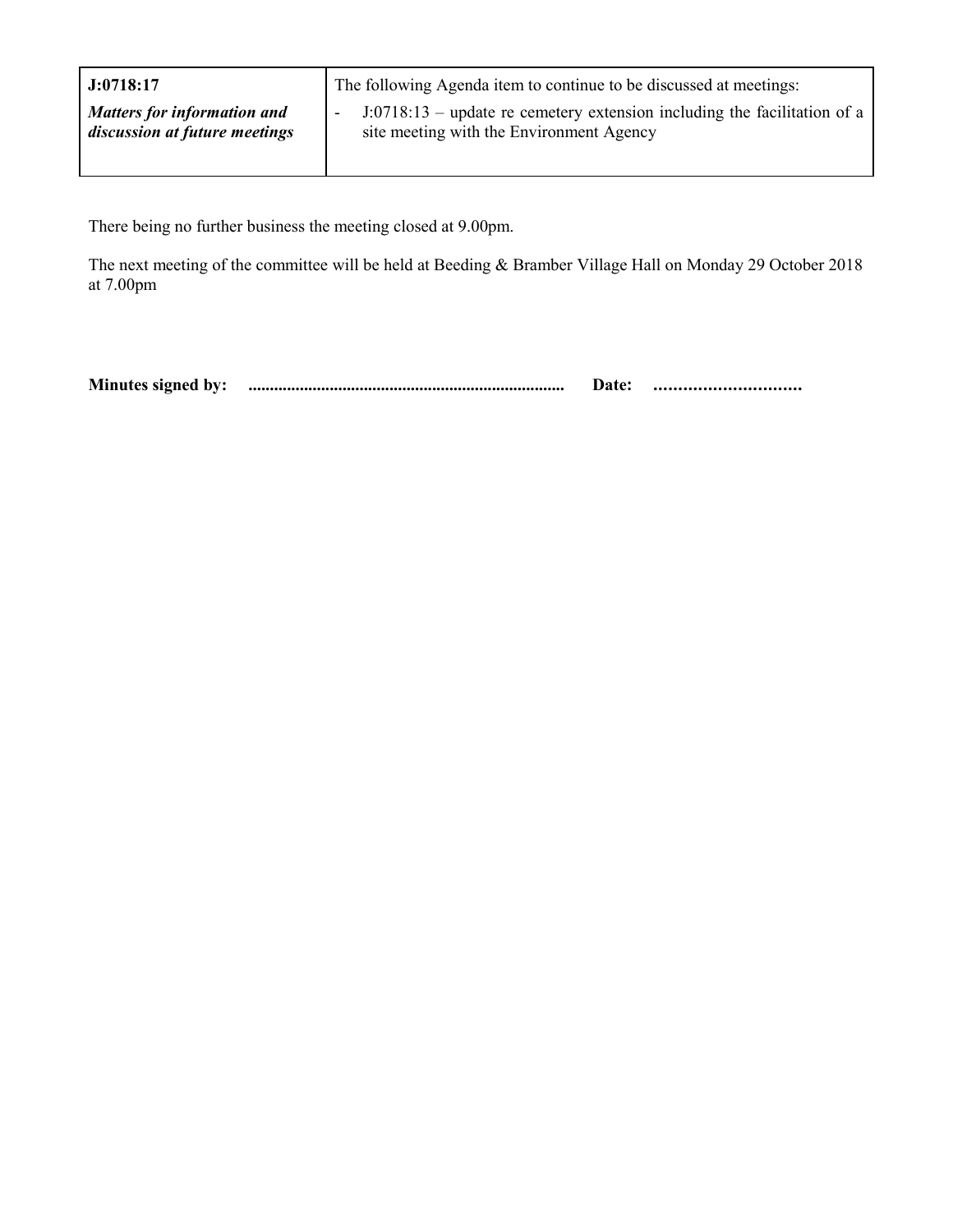| | |
|---|---|
| **J:0718:17**<br>***Matters for information and discussion at future meetings*** | The following Agenda item to continue to be discussed at meetings:<br>- J:0718:13 – update re cemetery extension including the facilitation of a site meeting with the Environment Agency |

There being no further business the meeting closed at 9.00pm.

The next meeting of the committee will be held at Beeding & Bramber Village Hall on Monday 29 October 2018 at 7.00pm

**Minutes signed by: .......................................................................... Date: ………………………..**